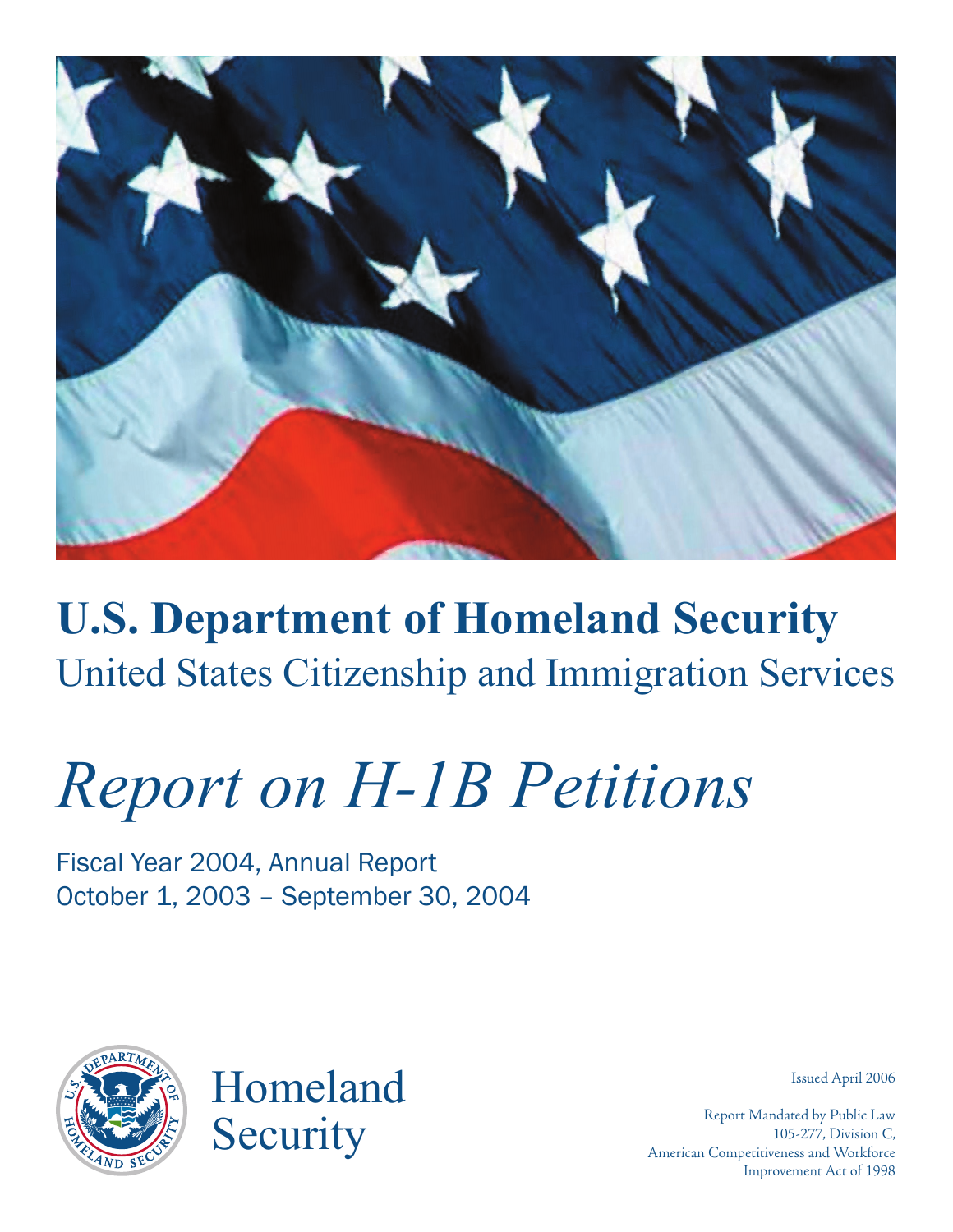# U.S. Department of Homeland Security

## United States Citizenship and Immigration Services

# *Report on H-1B Petitions*

Fiscal Year 2004, Annual Report
October 1, 2003 – September 30, 2004

Homeland Security

Issued April 2006

Report Mandated by Public Law 105-277, Division C, American Competitiveness and Workforce Improvement Act of 1998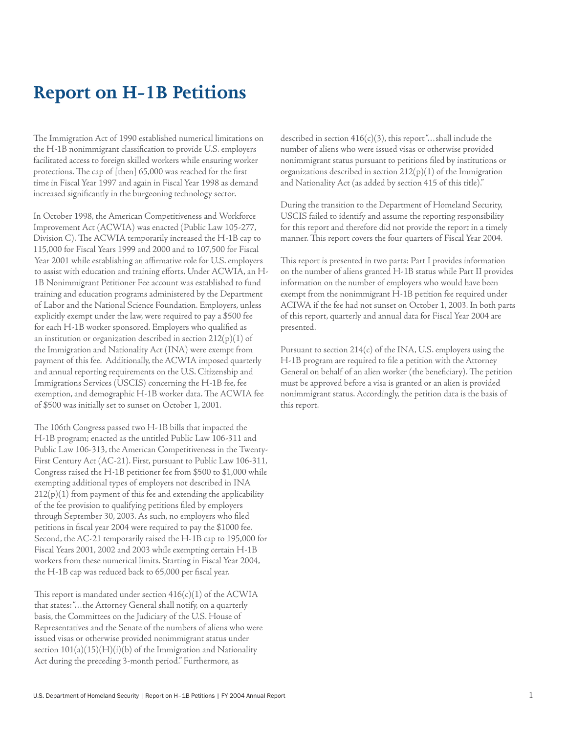# Report on H-1B Petitions

The Immigration Act of 1990 established numerical limitations on the H-1B nonimmigrant classification to provide U.S. employers facilitated access to foreign skilled workers while ensuring worker protections. The cap of [then] 65,000 was reached for the first time in Fiscal Year 1997 and again in Fiscal Year 1998 as demand increased significantly in the burgeoning technology sector.

In October 1998, the American Competitiveness and Workforce Improvement Act (ACWIA) was enacted (Public Law 105-277, Division C). The ACWIA temporarily increased the H-1B cap to 115,000 for Fiscal Years 1999 and 2000 and to 107,500 for Fiscal Year 2001 while establishing an affirmative role for U.S. employers to assist with education and training efforts. Under ACWIA, an H-1B Nonimmigrant Petitioner Fee account was established to fund training and education programs administered by the Department of Labor and the National Science Foundation. Employers, unless explicitly exempt under the law, were required to pay a $500 fee for each H-1B worker sponsored. Employers who qualified as an institution or organization described in section 212(p)(1) of the Immigration and Nationality Act (INA) were exempt from payment of this fee. Additionally, the ACWIA imposed quarterly and annual reporting requirements on the U.S. Citizenship and Immigrations Services (USCIS) concerning the H-1B fee, fee exemption, and demographic H-1B worker data. The ACWIA fee of $500 was initially set to sunset on October 1, 2001.

The 106th Congress passed two H-1B bills that impacted the H-1B program; enacted as the untitled Public Law 106-311 and Public Law 106-313, the American Competitiveness in the Twenty-First Century Act (AC-21). First, pursuant to Public Law 106-311, Congress raised the H-1B petitioner fee from $500 to $1,000 while exempting additional types of employers not described in INA 212(p)(1) from payment of this fee and extending the applicability of the fee provision to qualifying petitions filed by employers through September 30, 2003. As such, no employers who filed petitions in fiscal year 2004 were required to pay the $1000 fee. Second, the AC-21 temporarily raised the H-1B cap to 195,000 for Fiscal Years 2001, 2002 and 2003 while exempting certain H-1B workers from these numerical limits. Starting in Fiscal Year 2004, the H-1B cap was reduced back to 65,000 per fiscal year.

This report is mandated under section 416(c)(1) of the ACWIA that states: "…the Attorney General shall notify, on a quarterly basis, the Committees on the Judiciary of the U.S. House of Representatives and the Senate of the numbers of aliens who were issued visas or otherwise provided nonimmigrant status under section 101(a)(15)(H)(i)(b) of the Immigration and Nationality Act during the preceding 3-month period." Furthermore, as described in section 416(c)(3), this report "…shall include the number of aliens who were issued visas or otherwise provided nonimmigrant status pursuant to petitions filed by institutions or organizations described in section 212(p)(1) of the Immigration and Nationality Act (as added by section 415 of this title)."

During the transition to the Department of Homeland Security, USCIS failed to identify and assume the reporting responsibility for this report and therefore did not provide the report in a timely manner. This report covers the four quarters of Fiscal Year 2004.

This report is presented in two parts: Part I provides information on the number of aliens granted H-1B status while Part II provides information on the number of employers who would have been exempt from the nonimmigrant H-1B petition fee required under ACIWA if the fee had not sunset on October 1, 2003. In both parts of this report, quarterly and annual data for Fiscal Year 2004 are presented.

Pursuant to section 214(c) of the INA, U.S. employers using the H-1B program are required to file a petition with the Attorney General on behalf of an alien worker (the beneficiary). The petition must be approved before a visa is granted or an alien is provided nonimmigrant status. Accordingly, the petition data is the basis of this report.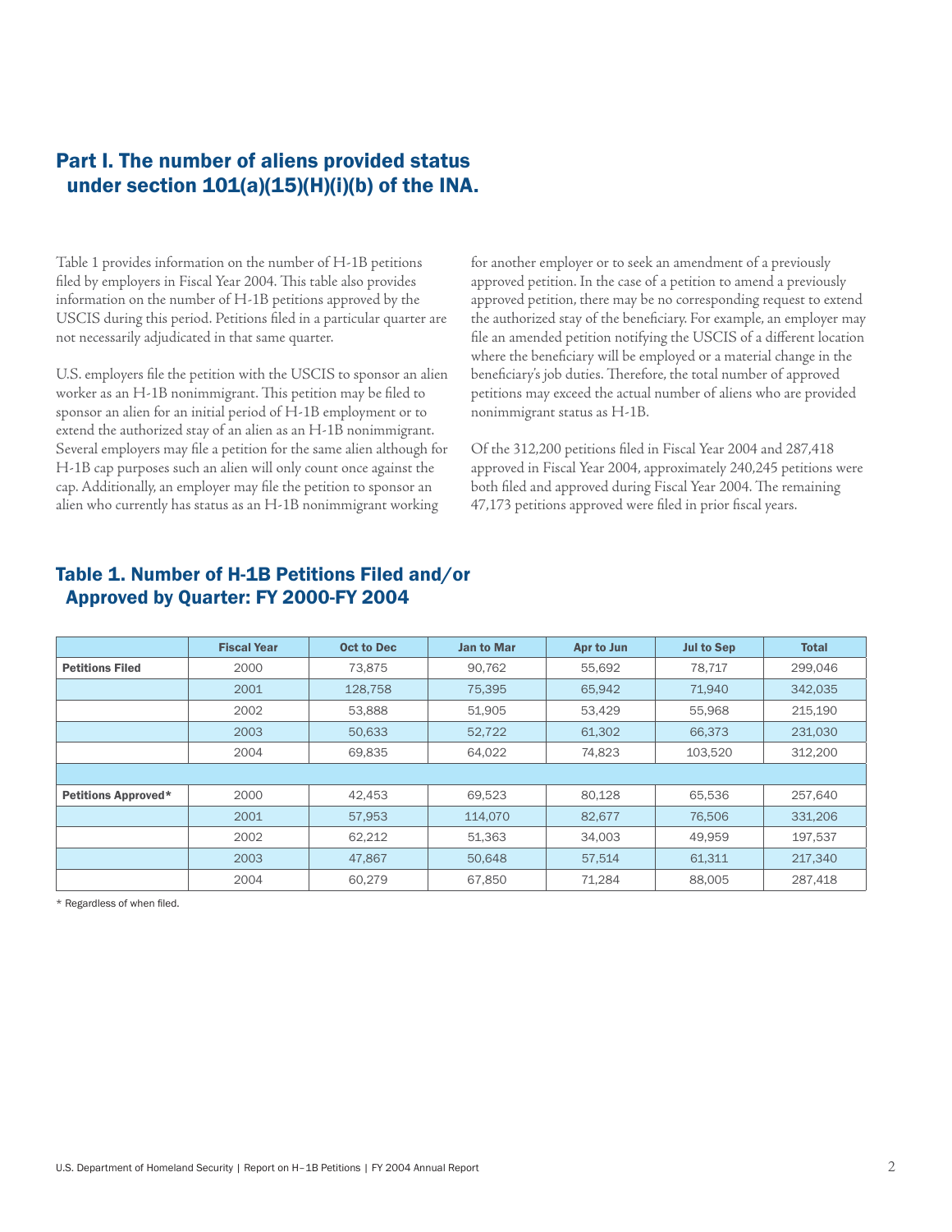## Part I. The number of aliens provided status under section 101(a)(15)(H)(i)(b) of the INA.

Table 1 provides information on the number of H-1B petitions filed by employers in Fiscal Year 2004. This table also provides information on the number of H-1B petitions approved by the USCIS during this period. Petitions filed in a particular quarter are not necessarily adjudicated in that same quarter.

U.S. employers file the petition with the USCIS to sponsor an alien worker as an H-1B nonimmigrant. This petition may be filed to sponsor an alien for an initial period of H-1B employment or to extend the authorized stay of an alien as an H-1B nonimmigrant. Several employers may file a petition for the same alien although for H-1B cap purposes such an alien will only count once against the cap. Additionally, an employer may file the petition to sponsor an alien who currently has status as an H-1B nonimmigrant working for another employer or to seek an amendment of a previously approved petition. In the case of a petition to amend a previously approved petition, there may be no corresponding request to extend the authorized stay of the beneficiary. For example, an employer may file an amended petition notifying the USCIS of a different location where the beneficiary will be employed or a material change in the beneficiary's job duties. Therefore, the total number of approved petitions may exceed the actual number of aliens who are provided nonimmigrant status as H-1B.

Of the 312,200 petitions filed in Fiscal Year 2004 and 287,418 approved in Fiscal Year 2004, approximately 240,245 petitions were both filed and approved during Fiscal Year 2004. The remaining 47,173 petitions approved were filed in prior fiscal years.

## Table 1. Number of H-1B Petitions Filed and/or Approved by Quarter: FY 2000-FY 2004

| | Fiscal Year | Oct to Dec | Jan to Mar | Apr to Jun | Jul to Sep | Total |
|---|---|---|---|---|---|---|
| **Petitions Filed** | 2000 | 73,875 | 90,762 | 55,692 | 78,717 | 299,046 |
| | 2001 | 128,758 | 75,395 | 65,942 | 71,940 | 342,035 |
| | 2002 | 53,888 | 51,905 | 53,429 | 55,968 | 215,190 |
| | 2003 | 50,633 | 52,722 | 61,302 | 66,373 | 231,030 |
| | 2004 | 69,835 | 64,022 | 74,823 | 103,520 | 312,200 |
| | | | | | | |
| **Petitions Approved*** | 2000 | 42,453 | 69,523 | 80,128 | 65,536 | 257,640 |
| | 2001 | 57,953 | 114,070 | 82,677 | 76,506 | 331,206 |
| | 2002 | 62,212 | 51,363 | 34,003 | 49,959 | 197,537 |
| | 2003 | 47,867 | 50,648 | 57,514 | 61,311 | 217,340 |
| | 2004 | 60,279 | 67,850 | 71,284 | 88,005 | 287,418 |

* Regardless of when filed.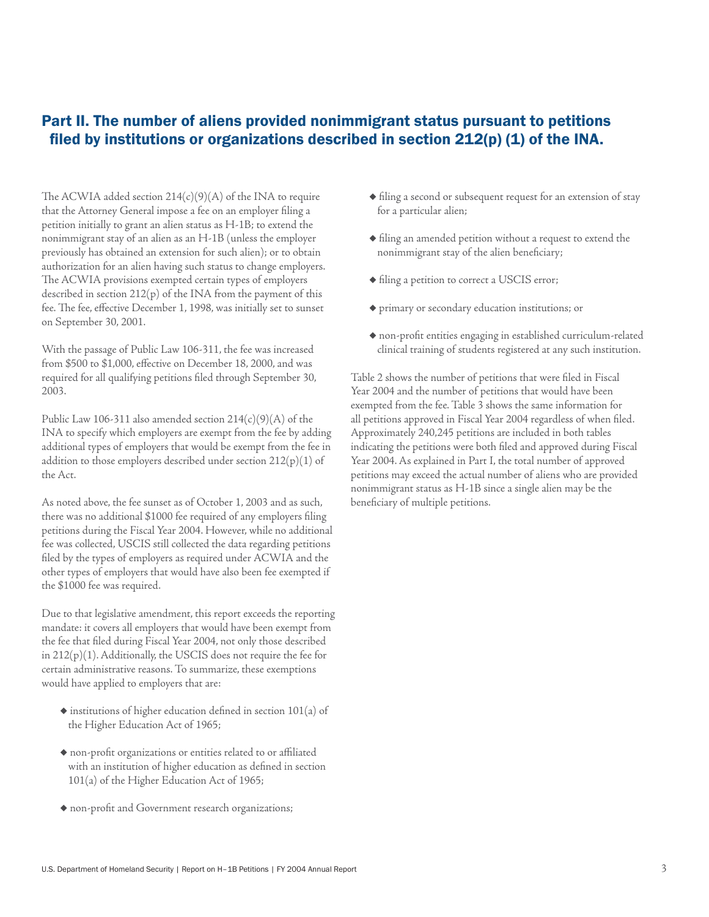## Part II. The number of aliens provided nonimmigrant status pursuant to petitions filed by institutions or organizations described in section 212(p) (1) of the INA.

The ACWIA added section 214(c)(9)(A) of the INA to require that the Attorney General impose a fee on an employer filing a petition initially to grant an alien status as H-1B; to extend the nonimmigrant stay of an alien as an H-1B (unless the employer previously has obtained an extension for such alien); or to obtain authorization for an alien having such status to change employers. The ACWIA provisions exempted certain types of employers described in section 212(p) of the INA from the payment of this fee. The fee, effective December 1, 1998, was initially set to sunset on September 30, 2001.

With the passage of Public Law 106-311, the fee was increased from $500 to $1,000, effective on December 18, 2000, and was required for all qualifying petitions filed through September 30, 2003.

Public Law 106-311 also amended section 214(c)(9)(A) of the INA to specify which employers are exempt from the fee by adding additional types of employers that would be exempt from the fee in addition to those employers described under section 212(p)(1) of the Act.

As noted above, the fee sunset as of October 1, 2003 and as such, there was no additional $1000 fee required of any employers filing petitions during the Fiscal Year 2004. However, while no additional fee was collected, USCIS still collected the data regarding petitions filed by the types of employers as required under ACWIA and the other types of employers that would have also been fee exempted if the $1000 fee was required.

Due to that legislative amendment, this report exceeds the reporting mandate: it covers all employers that would have been exempt from the fee that filed during Fiscal Year 2004, not only those described in 212(p)(1). Additionally, the USCIS does not require the fee for certain administrative reasons. To summarize, these exemptions would have applied to employers that are:

- institutions of higher education defined in section 101(a) of the Higher Education Act of 1965;
- non-profit organizations or entities related to or affiliated with an institution of higher education as defined in section 101(a) of the Higher Education Act of 1965;
- non-profit and Government research organizations;
- filing a second or subsequent request for an extension of stay for a particular alien;
- filing an amended petition without a request to extend the nonimmigrant stay of the alien beneficiary;
- filing a petition to correct a USCIS error;
- primary or secondary education institutions; or
- non-profit entities engaging in established curriculum-related clinical training of students registered at any such institution.

Table 2 shows the number of petitions that were filed in Fiscal Year 2004 and the number of petitions that would have been exempted from the fee. Table 3 shows the same information for all petitions approved in Fiscal Year 2004 regardless of when filed. Approximately 240,245 petitions are included in both tables indicating the petitions were both filed and approved during Fiscal Year 2004. As explained in Part I, the total number of approved petitions may exceed the actual number of aliens who are provided nonimmigrant status as H-1B since a single alien may be the beneficiary of multiple petitions.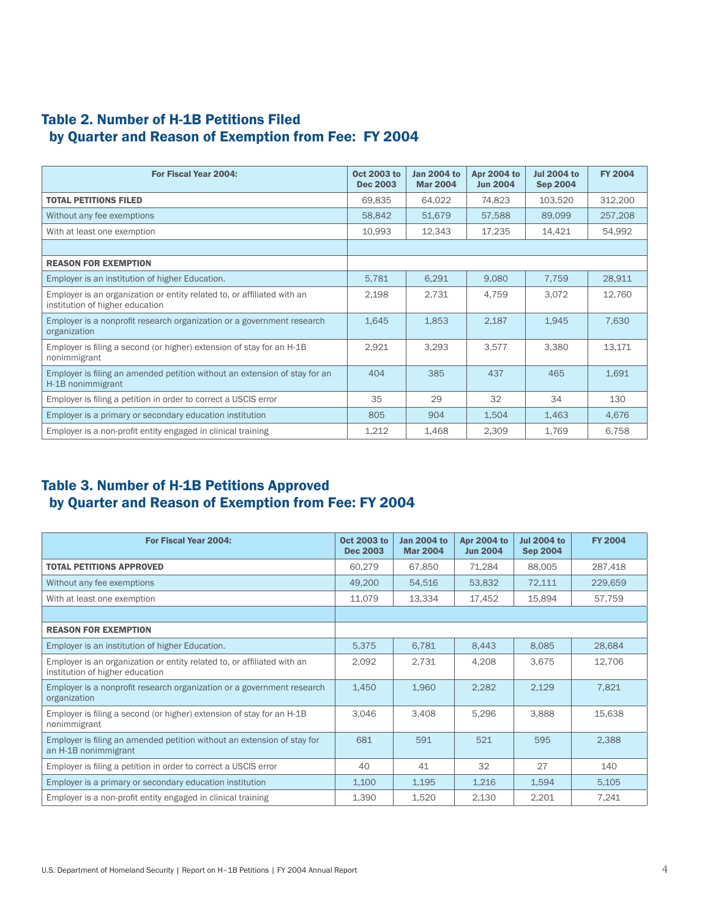## Table 2. Number of H-1B Petitions Filed by Quarter and Reason of Exemption from Fee: FY 2004

| For Fiscal Year 2004: | Oct 2003 to Dec 2003 | Jan 2004 to Mar 2004 | Apr 2004 to Jun 2004 | Jul 2004 to Sep 2004 | FY 2004 |
|---|---|---|---|---|---|
| **TOTAL PETITIONS FILED** | 69,835 | 64,022 | 74,823 | 103,520 | 312,200 |
| Without any fee exemptions | 58,842 | 51,679 | 57,588 | 89,099 | 257,208 |
| With at least one exemption | 10,993 | 12,343 | 17,235 | 14,421 | 54,992 |
| | | | | | |
| **REASON FOR EXEMPTION** | | | | | |
| Employer is an institution of higher Education. | 5,781 | 6,291 | 9,080 | 7,759 | 28,911 |
| Employer is an organization or entity related to, or affiliated with an institution of higher education | 2,198 | 2,731 | 4,759 | 3,072 | 12,760 |
| Employer is a nonprofit research organization or a government research organization | 1,645 | 1,853 | 2,187 | 1,945 | 7,630 |
| Employer is filing a second (or higher) extension of stay for an H-1B nonimmigrant | 2,921 | 3,293 | 3,577 | 3,380 | 13,171 |
| Employer is filing an amended petition without an extension of stay for an H-1B nonimmigrant | 404 | 385 | 437 | 465 | 1,691 |
| Employer is filing a petition in order to correct a USCIS error | 35 | 29 | 32 | 34 | 130 |
| Employer is a primary or secondary education institution | 805 | 904 | 1,504 | 1,463 | 4,676 |
| Employer is a non-profit entity engaged in clinical training | 1,212 | 1,468 | 2,309 | 1,769 | 6,758 |

## Table 3. Number of H-1B Petitions Approved by Quarter and Reason of Exemption from Fee: FY 2004

| For Fiscal Year 2004: | Oct 2003 to Dec 2003 | Jan 2004 to Mar 2004 | Apr 2004 to Jun 2004 | Jul 2004 to Sep 2004 | FY 2004 |
|---|---|---|---|---|---|
| **TOTAL PETITIONS APPROVED** | 60,279 | 67,850 | 71,284 | 88,005 | 287,418 |
| Without any fee exemptions | 49,200 | 54,516 | 53,832 | 72,111 | 229,659 |
| With at least one exemption | 11,079 | 13,334 | 17,452 | 15,894 | 57,759 |
| | | | | | |
| **REASON FOR EXEMPTION** | | | | | |
| Employer is an institution of higher Education. | 5,375 | 6,781 | 8,443 | 8,085 | 28,684 |
| Employer is an organization or entity related to, or affiliated with an institution of higher education | 2,092 | 2,731 | 4,208 | 3,675 | 12,706 |
| Employer is a nonprofit research organization or a government research organization | 1,450 | 1,960 | 2,282 | 2,129 | 7,821 |
| Employer is filing a second (or higher) extension of stay for an H-1B nonimmigrant | 3,046 | 3,408 | 5,296 | 3,888 | 15,638 |
| Employer is filing an amended petition without an extension of stay for an H-1B nonimmigrant | 681 | 591 | 521 | 595 | 2,388 |
| Employer is filing a petition in order to correct a USCIS error | 40 | 41 | 32 | 27 | 140 |
| Employer is a primary or secondary education institution | 1,100 | 1,195 | 1,216 | 1,594 | 5,105 |
| Employer is a non-profit entity engaged in clinical training | 1,390 | 1,520 | 2,130 | 2,201 | 7,241 |